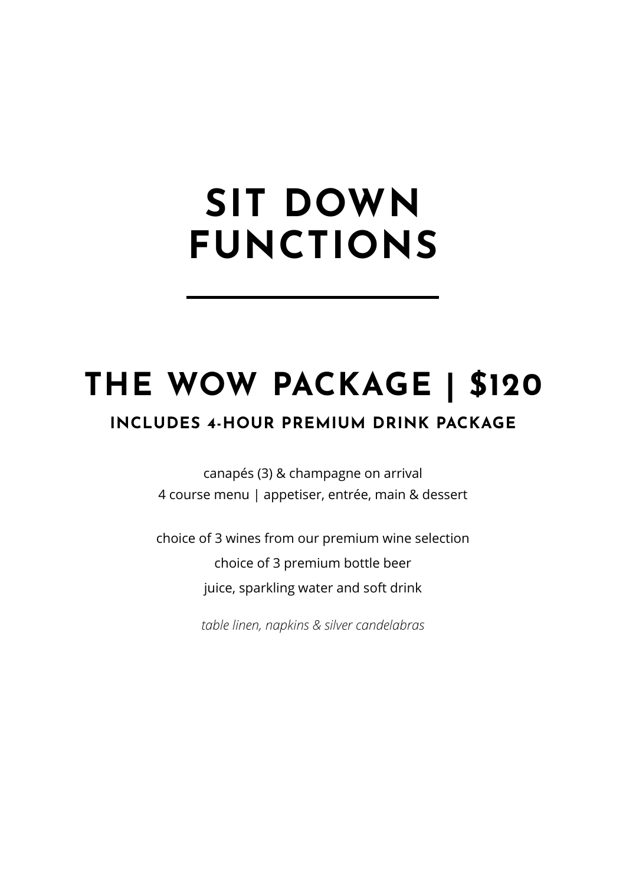# SIT DOWN FUNCTIONS

---

## THE WOW PACKAGE | $120

### INCLUDES 4-HOUR PREMIUM DRINK PACKAGE

canapés (3) & champagne on arrival
4 course menu | appetiser, entrée, main & dessert

choice of 3 wines from our premium wine selection

choice of 3 premium bottle beer

juice, sparkling water and soft drink

*table linen, napkins & silver candelabras*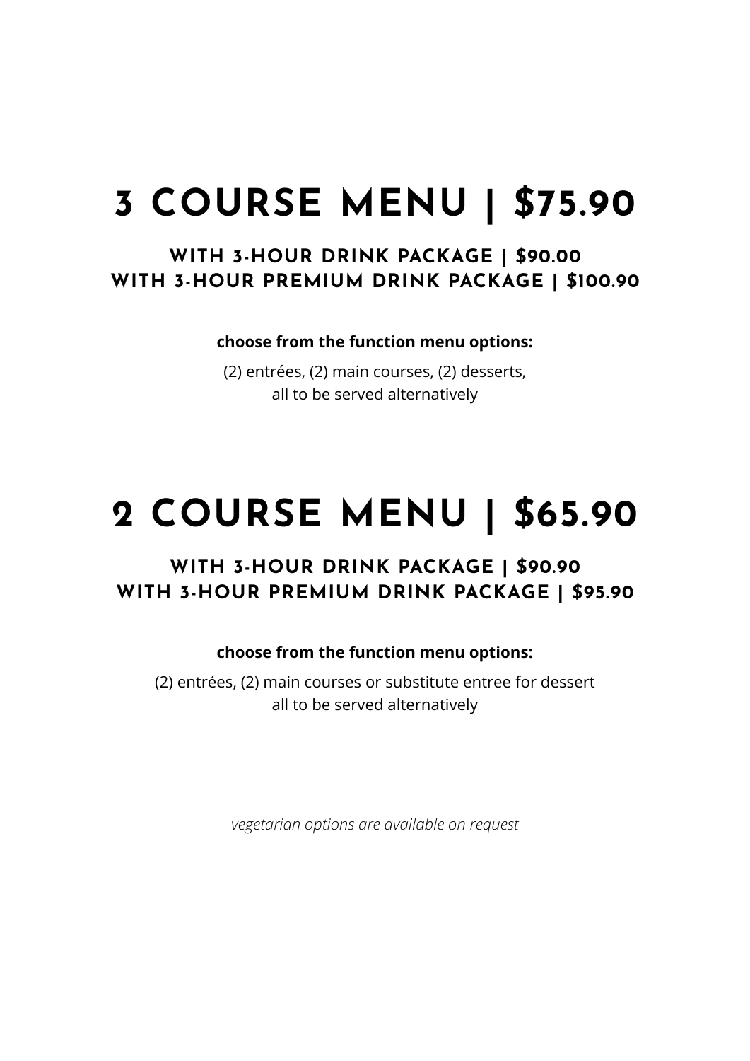# 3 COURSE MENU | $75.90

### WITH 3-HOUR DRINK PACKAGE | $90.00
### WITH 3-HOUR PREMIUM DRINK PACKAGE | $100.90

**choose from the function menu options:**

(2) entrées, (2) main courses, (2) desserts,
all to be served alternatively

# 2 COURSE MENU | $65.90

### WITH 3-HOUR DRINK PACKAGE | $90.90
### WITH 3-HOUR PREMIUM DRINK PACKAGE | $95.90

**choose from the function menu options:**

(2) entrées, (2) main courses or substitute entree for dessert
all to be served alternatively

*vegetarian options are available on request*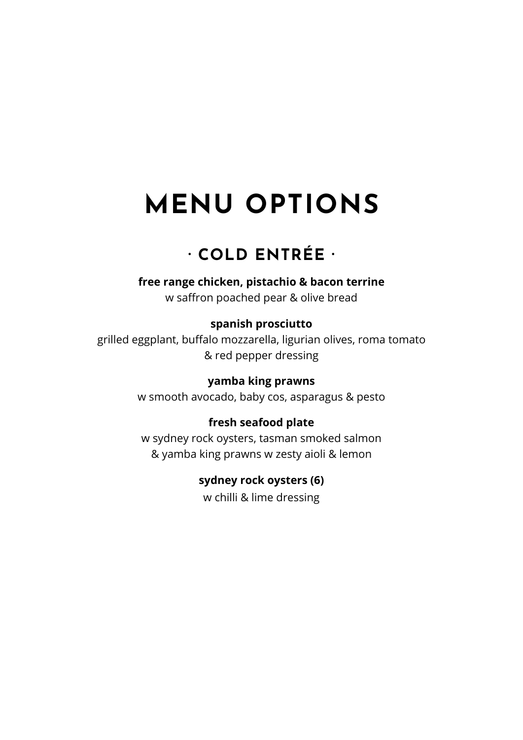# MENU OPTIONS

## · COLD ENTRÉE ·

**free range chicken, pistachio & bacon terrine**
w saffron poached pear & olive bread

**spanish prosciutto**
grilled eggplant, buffalo mozzarella, ligurian olives, roma tomato & red pepper dressing

**yamba king prawns**
w smooth avocado, baby cos, asparagus & pesto

**fresh seafood plate**
w sydney rock oysters, tasman smoked salmon & yamba king prawns w zesty aioli & lemon

**sydney rock oysters (6)**
w chilli & lime dressing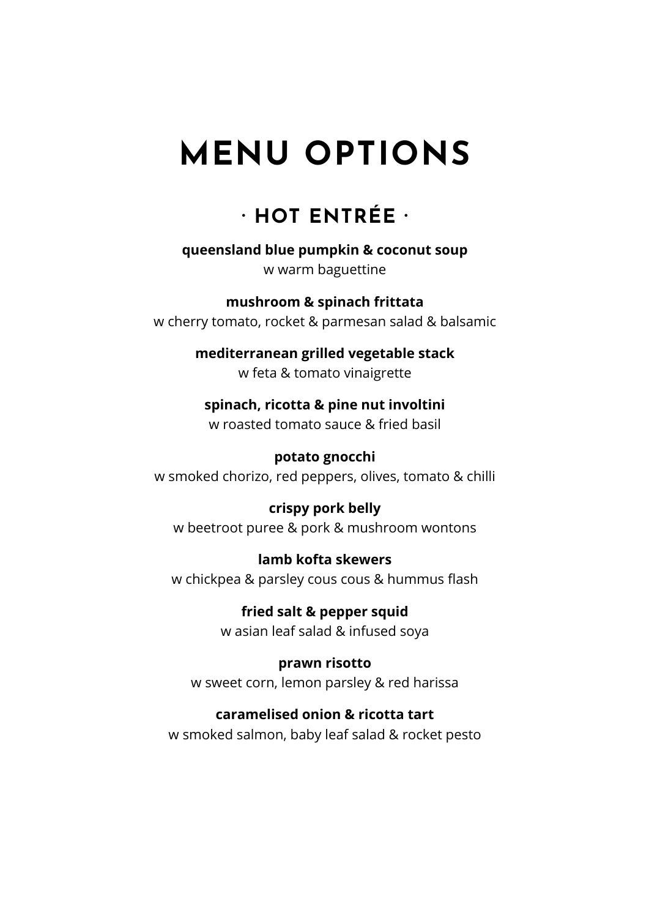# MENU OPTIONS

## · HOT ENTRÉE ·

**queensland blue pumpkin & coconut soup**
w warm baguettine

**mushroom & spinach frittata**
w cherry tomato, rocket & parmesan salad & balsamic

**mediterranean grilled vegetable stack**
w feta & tomato vinaigrette

**spinach, ricotta & pine nut involtini**
w roasted tomato sauce & fried basil

**potato gnocchi**
w smoked chorizo, red peppers, olives, tomato & chilli

**crispy pork belly**
w beetroot puree & pork & mushroom wontons

**lamb kofta skewers**
w chickpea & parsley cous cous & hummus flash

**fried salt & pepper squid**
w asian leaf salad & infused soya

**prawn risotto**
w sweet corn, lemon parsley & red harissa

**caramelised onion & ricotta tart**
w smoked salmon, baby leaf salad & rocket pesto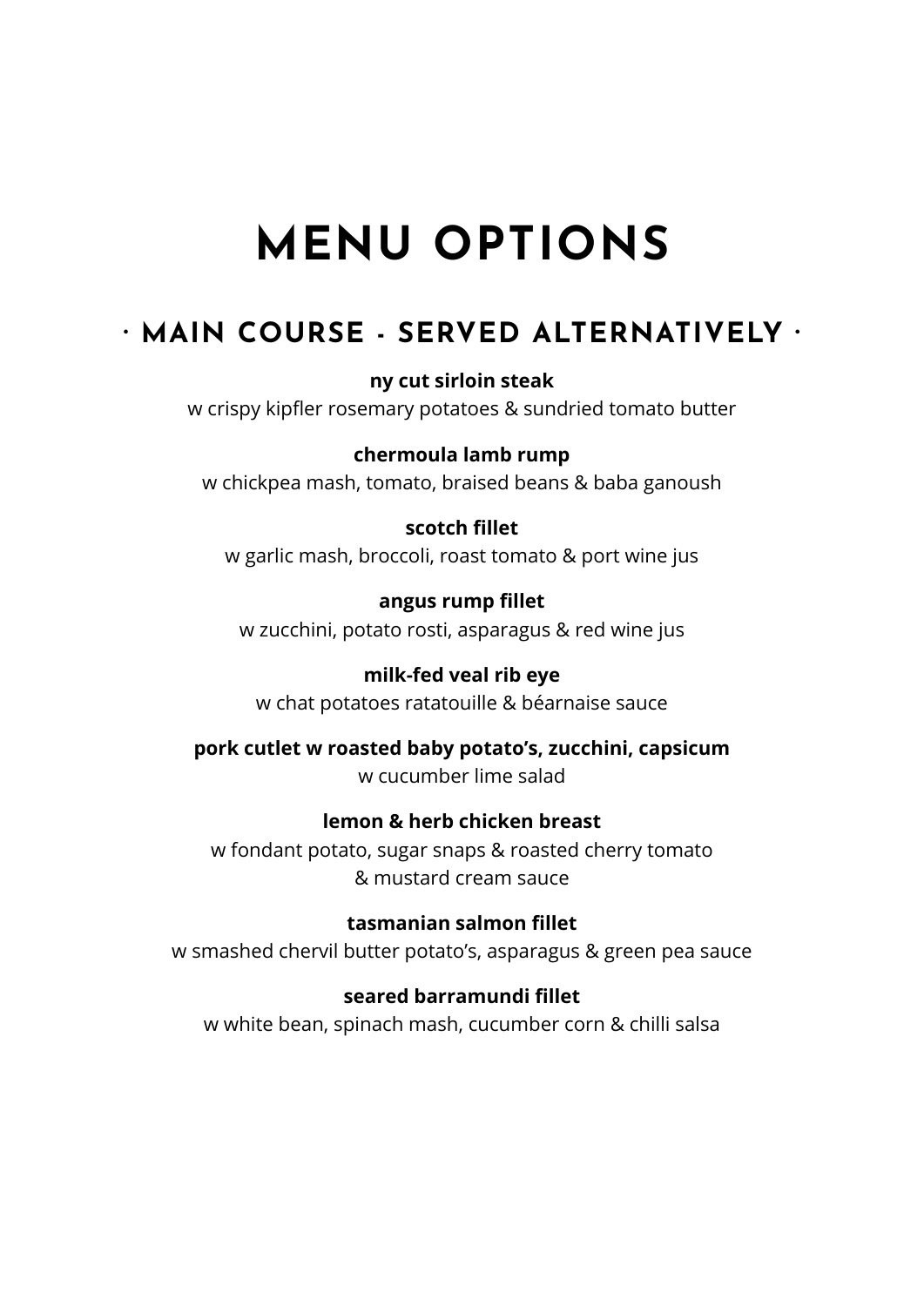# MENU OPTIONS

## · MAIN COURSE - SERVED ALTERNATIVELY ·

**ny cut sirloin steak**
w crispy kipfler rosemary potatoes & sundried tomato butter

**chermoula lamb rump**
w chickpea mash, tomato, braised beans & baba ganoush

**scotch fillet**
w garlic mash, broccoli, roast tomato & port wine jus

**angus rump fillet**
w zucchini, potato rosti, asparagus & red wine jus

**milk-fed veal rib eye**
w chat potatoes ratatouille & béarnaise sauce

**pork cutlet w roasted baby potato's, zucchini, capsicum**
w cucumber lime salad

**lemon & herb chicken breast**
w fondant potato, sugar snaps & roasted cherry tomato
& mustard cream sauce

**tasmanian salmon fillet**
w smashed chervil butter potato's, asparagus & green pea sauce

**seared barramundi fillet**
w white bean, spinach mash, cucumber corn & chilli salsa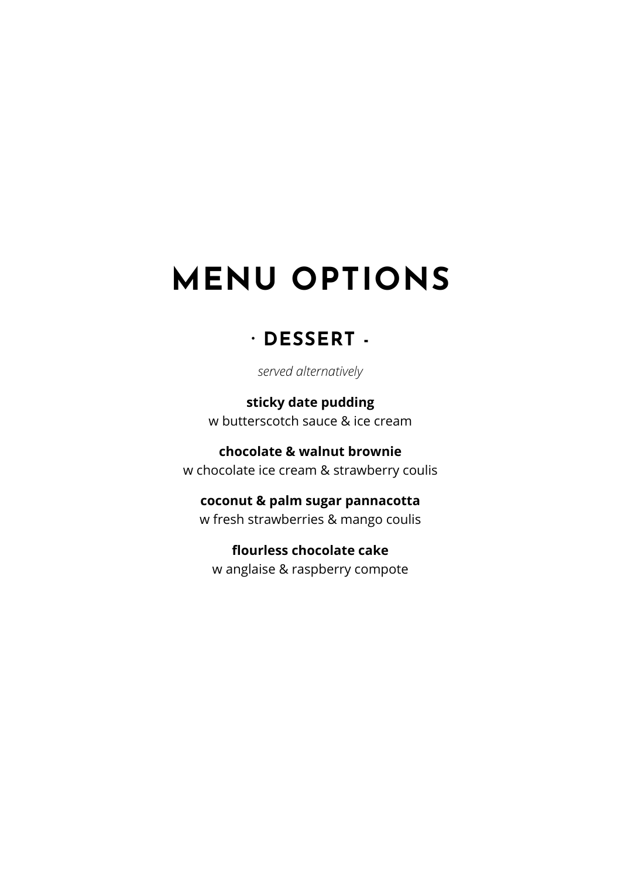# MENU OPTIONS

## · DESSERT -

*served alternatively*

**sticky date pudding**
w butterscotch sauce & ice cream

**chocolate & walnut brownie**
w chocolate ice cream & strawberry coulis

**coconut & palm sugar pannacotta**
w fresh strawberries & mango coulis

**flourless chocolate cake**
w anglaise & raspberry compote